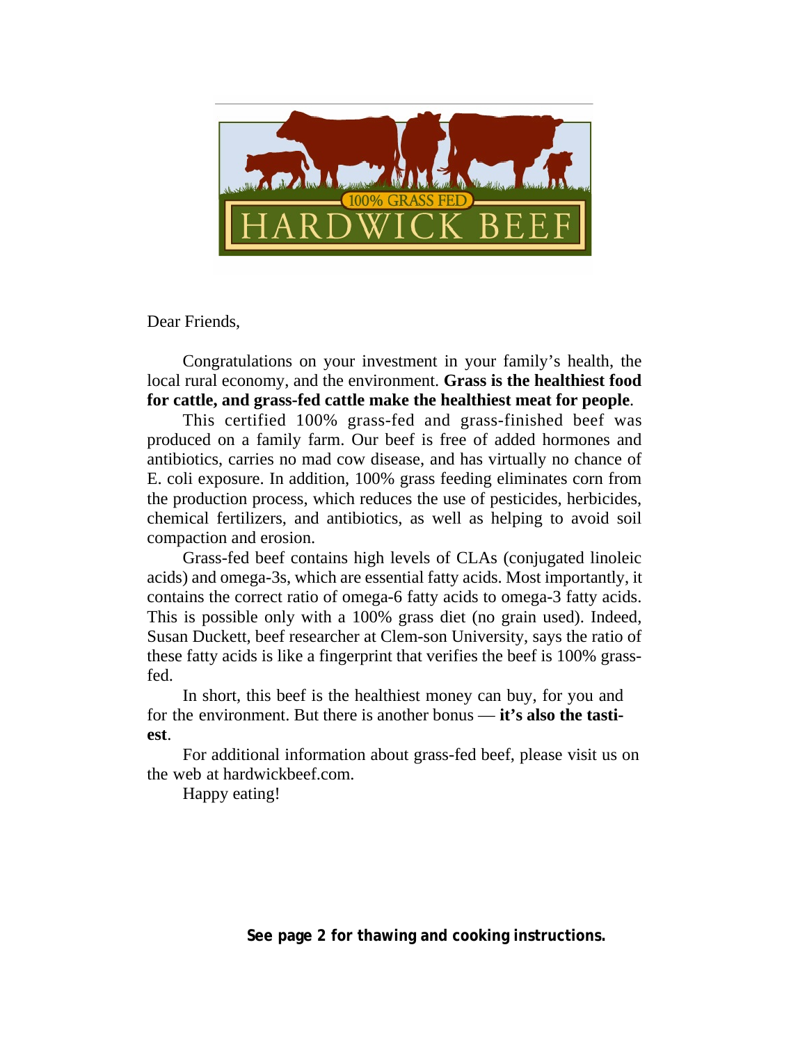100% GRASS FED

# HARDWICK BEEF

Dear Friends,

Congratulations on your investment in your family's health, the local rural economy, and the environment. **Grass is the healthiest food for cattle, and grass-fed cattle make the healthiest meat for people**.

This certified 100% grass-fed and grass-finished beef was produced on a family farm. Our beef is free of added hormones and antibiotics, carries no mad cow disease, and has virtually no chance of E. coli exposure. In addition, 100% grass feeding eliminates corn from the production process, which reduces the use of pesticides, herbicides, chemical fertilizers, and antibiotics, as well as helping to avoid soil compaction and erosion.

Grass-fed beef contains high levels of CLAs (conjugated linoleic acids) and omega-3s, which are essential fatty acids. Most importantly, it contains the correct ratio of omega-6 fatty acids to omega-3 fatty acids. This is possible only with a 100% grass diet (no grain used). Indeed, Susan Duckett, beef researcher at Clem-son University, says the ratio of these fatty acids is like a fingerprint that verifies the beef is 100% grass-fed.

In short, this beef is the healthiest money can buy, for you and for the environment. But there is another bonus — **it's also the tastiest**.

For additional information about grass-fed beef, please visit us on the web at hardwickbeef.com.

Happy eating!

**See page 2 for thawing and cooking instructions.**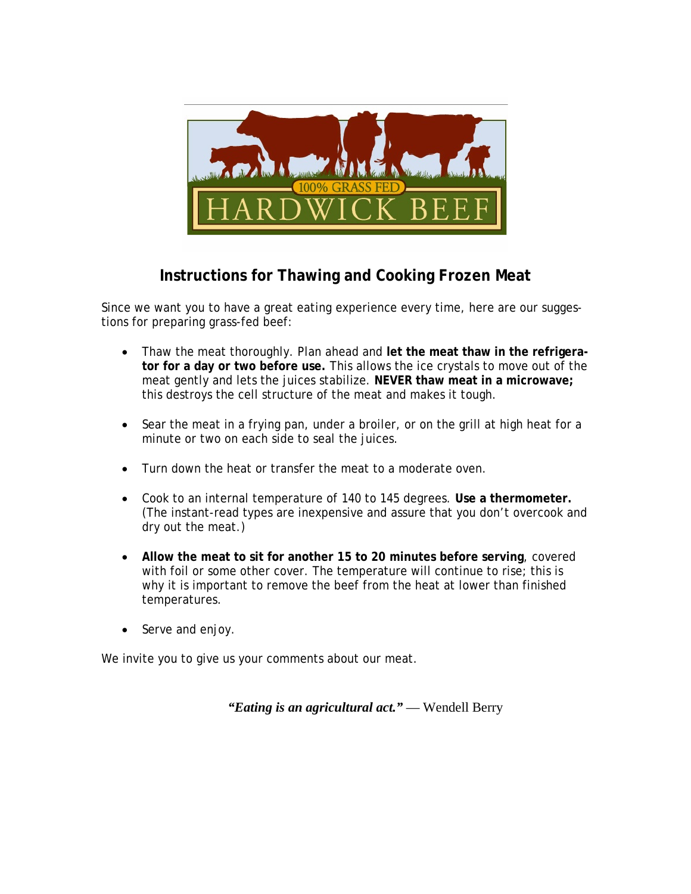100% GRASS FED

HARDWICK BEEF

## Instructions for Thawing and Cooking Frozen Meat

Since we want you to have a great eating experience every time, here are our suggestions for preparing grass-fed beef:

- Thaw the meat thoroughly. Plan ahead and **let the meat thaw in the refrigerator for a day or two before use.** This allows the ice crystals to move out of the meat gently and lets the juices stabilize. **NEVER thaw meat in a microwave;** this destroys the cell structure of the meat and makes it tough.
- Sear the meat in a frying pan, under a broiler, or on the grill at high heat for a minute or two on each side to seal the juices.
- Turn down the heat or transfer the meat to a moderate oven.
- Cook to an internal temperature of 140 to 145 degrees. **Use a thermometer.** (The instant-read types are inexpensive and assure that you don't overcook and dry out the meat.)
- **Allow the meat to sit for another 15 to 20 minutes before serving**, covered with foil or some other cover. The temperature will continue to rise; this is why it is important to remove the beef from the heat at lower than finished temperatures.
- Serve and enjoy.

We invite you to give us your comments about our meat.

***"Eating is an agricultural act."*** — Wendell Berry